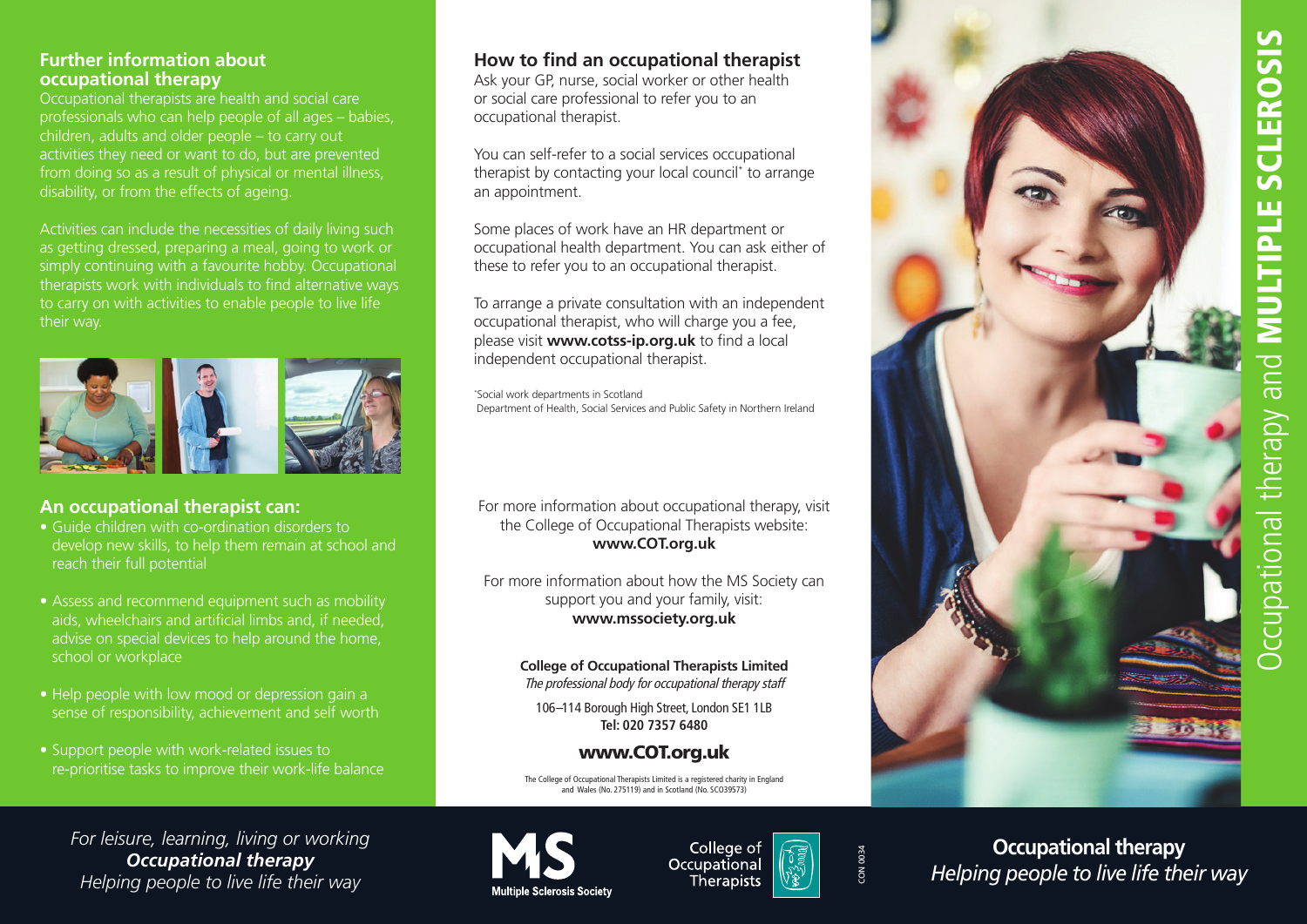## Further information about occupational therapy

Occupational therapists are health and social care professionals who can help people of all ages – babies, children, adults and older people – to carry out activities they need or want to do, but are prevented from doing so as a result of physical or mental illness, disability, or from the effects of ageing.

Activities can include the necessities of daily living such as getting dressed, preparing a meal, going to work or simply continuing with a favourite hobby. Occupational therapists work with individuals to find alternative ways to carry on with activities to enable people to live life their way.

## An occupational therapist can:

- Guide children with co-ordination disorders to develop new skills, to help them remain at school and reach their full potential
- Assess and recommend equipment such as mobility aids, wheelchairs and artificial limbs and, if needed, advise on special devices to help around the home, school or workplace
- Help people with low mood or depression gain a sense of responsibility, achievement and self worth
- Support people with work-related issues to re-prioritise tasks to improve their work-life balance

*For leisure, learning, living or working*
***Occupational therapy***
*Helping people to live life their way*

## How to find an occupational therapist

Ask your GP, nurse, social worker or other health or social care professional to refer you to an occupational therapist.

You can self-refer to a social services occupational therapist by contacting your local council* to arrange an appointment.

Some places of work have an HR department or occupational health department. You can ask either of these to refer you to an occupational therapist.

To arrange a private consultation with an independent occupational therapist, who will charge you a fee, please visit **www.cotss-ip.org.uk** to find a local independent occupational therapist.

*Social work departments in Scotland
Department of Health, Social Services and Public Safety in Northern Ireland

For more information about occupational therapy, visit the College of Occupational Therapists website:
**www.COT.org.uk**

For more information about how the MS Society can support you and your family, visit:
**www.mssociety.org.uk**

**College of Occupational Therapists Limited**
*The professional body for occupational therapy staff*

106–114 Borough High Street, London SE1 1LB
**Tel: 020 7357 6480**

**www.COT.org.uk**

The College of Occupational Therapists Limited is a registered charity in England and Wales (No. 275119) and in Scotland (No. SCO39573)

Multiple Sclerosis Society

College of Occupational Therapists

CON 0034

# Occupational therapy and **MULTIPLE SCLEROSIS**

**Occupational therapy**
*Helping people to live life their way*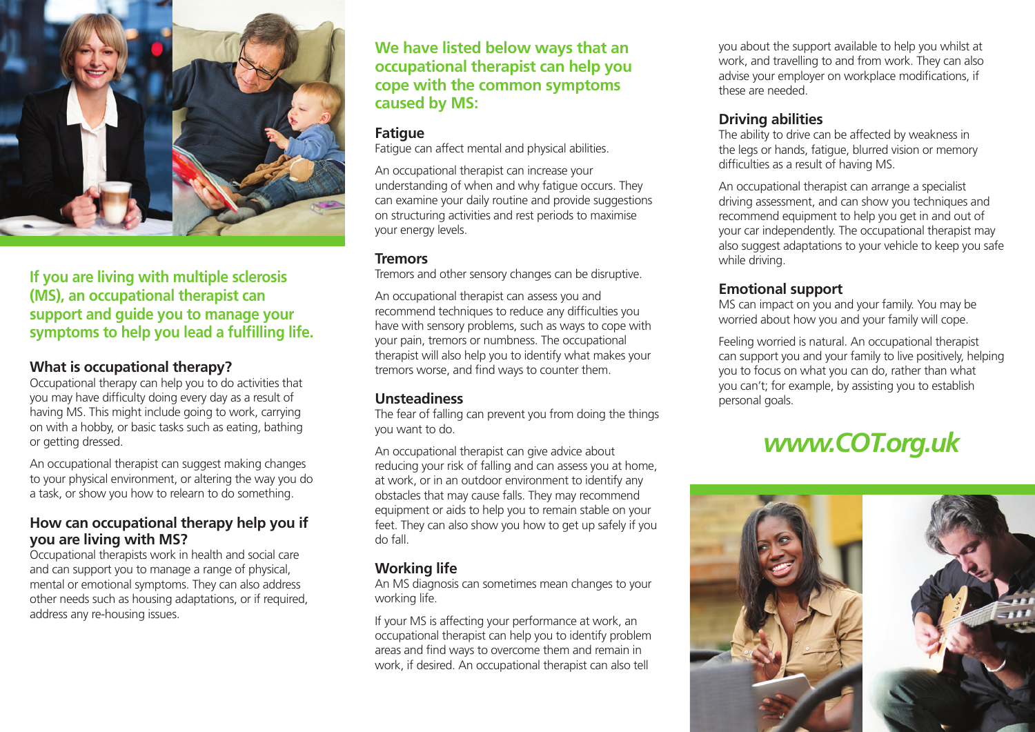**If you are living with multiple sclerosis (MS), an occupational therapist can support and guide you to manage your symptoms to help you lead a fulfilling life.**

## What is occupational therapy?

Occupational therapy can help you to do activities that you may have difficulty doing every day as a result of having MS. This might include going to work, carrying on with a hobby, or basic tasks such as eating, bathing or getting dressed.

An occupational therapist can suggest making changes to your physical environment, or altering the way you do a task, or show you how to relearn to do something.

## How can occupational therapy help you if you are living with MS?

Occupational therapists work in health and social care and can support you to manage a range of physical, mental or emotional symptoms. They can also address other needs such as housing adaptations, or if required, address any re-housing issues.

**We have listed below ways that an occupational therapist can help you cope with the common symptoms caused by MS:**

### Fatigue

Fatigue can affect mental and physical abilities.

An occupational therapist can increase your understanding of when and why fatigue occurs. They can examine your daily routine and provide suggestions on structuring activities and rest periods to maximise your energy levels.

### Tremors

Tremors and other sensory changes can be disruptive.

An occupational therapist can assess you and recommend techniques to reduce any difficulties you have with sensory problems, such as ways to cope with your pain, tremors or numbness. The occupational therapist will also help you to identify what makes your tremors worse, and find ways to counter them.

### Unsteadiness

The fear of falling can prevent you from doing the things you want to do.

An occupational therapist can give advice about reducing your risk of falling and can assess you at home, at work, or in an outdoor environment to identify any obstacles that may cause falls. They may recommend equipment or aids to help you to remain stable on your feet. They can also show you how to get up safely if you do fall.

### Working life

An MS diagnosis can sometimes mean changes to your working life.

If your MS is affecting your performance at work, an occupational therapist can help you to identify problem areas and find ways to overcome them and remain in work, if desired. An occupational therapist can also tell you about the support available to help you whilst at work, and travelling to and from work. They can also advise your employer on workplace modifications, if these are needed.

### Driving abilities

The ability to drive can be affected by weakness in the legs or hands, fatigue, blurred vision or memory difficulties as a result of having MS.

An occupational therapist can arrange a specialist driving assessment, and can show you techniques and recommend equipment to help you get in and out of your car independently. The occupational therapist may also suggest adaptations to your vehicle to keep you safe while driving.

### Emotional support

MS can impact on you and your family. You may be worried about how you and your family will cope.

Feeling worried is natural. An occupational therapist can support you and your family to live positively, helping you to focus on what you can do, rather than what you can't; for example, by assisting you to establish personal goals.

***www.COT.org.uk***